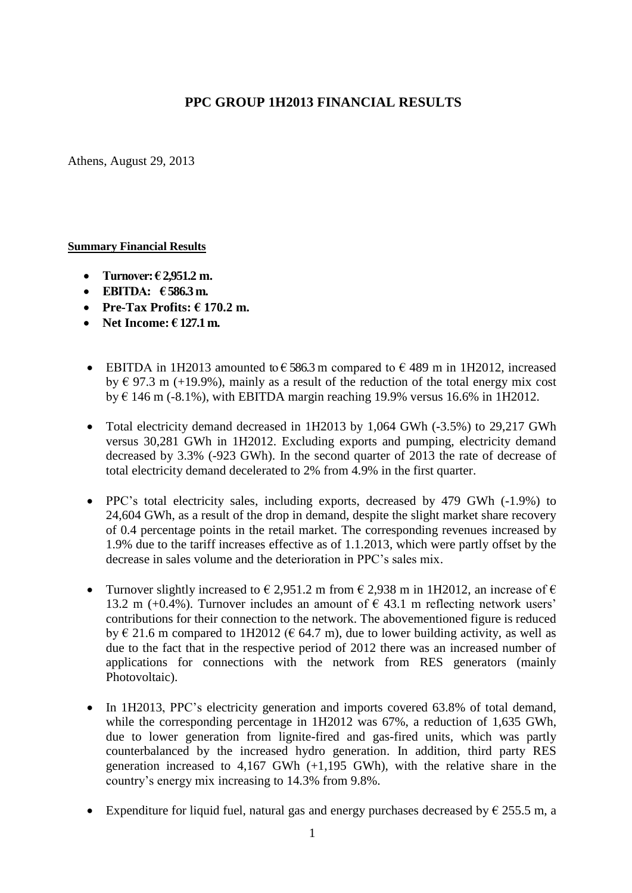# PPC GROUP 1H2013 FINANCIAL RESULTS

Athens, August 29, 2013

**Summary Financial Results**

- **Turnover: € 2,951.2 m.**
- **EBITDA: € 586.3 m.**
- **Pre-Tax Profits: € 170.2 m.**
- **Net Income: € 127.1 m.**

- EBITDA in 1H2013 amounted to € 586.3 m compared to € 489 m in 1H2012, increased by € 97.3 m (+19.9%), mainly as a result of the reduction of the total energy mix cost by € 146 m (-8.1%), with EBITDA margin reaching 19.9% versus 16.6% in 1H2012.

- Total electricity demand decreased in 1H2013 by 1,064 GWh (-3.5%) to 29,217 GWh versus 30,281 GWh in 1H2012. Excluding exports and pumping, electricity demand decreased by 3.3% (-923 GWh). In the second quarter of 2013 the rate of decrease of total electricity demand decelerated to 2% from 4.9% in the first quarter.

- PPC's total electricity sales, including exports, decreased by 479 GWh (-1.9%) to 24,604 GWh, as a result of the drop in demand, despite the slight market share recovery of 0.4 percentage points in the retail market. The corresponding revenues increased by 1.9% due to the tariff increases effective as of 1.1.2013, which were partly offset by the decrease in sales volume and the deterioration in PPC's sales mix.

- Turnover slightly increased to € 2,951.2 m from € 2,938 m in 1H2012, an increase of € 13.2 m (+0.4%). Turnover includes an amount of € 43.1 m reflecting network users' contributions for their connection to the network. The abovementioned figure is reduced by € 21.6 m compared to 1H2012 (€ 64.7 m), due to lower building activity, as well as due to the fact that in the respective period of 2012 there was an increased number of applications for connections with the network from RES generators (mainly Photovoltaic).

- In 1H2013, PPC's electricity generation and imports covered 63.8% of total demand, while the corresponding percentage in 1H2012 was 67%, a reduction of 1,635 GWh, due to lower generation from lignite-fired and gas-fired units, which was partly counterbalanced by the increased hydro generation. In addition, third party RES generation increased to 4,167 GWh (+1,195 GWh), with the relative share in the country's energy mix increasing to 14.3% from 9.8%.

- Expenditure for liquid fuel, natural gas and energy purchases decreased by € 255.5 m, a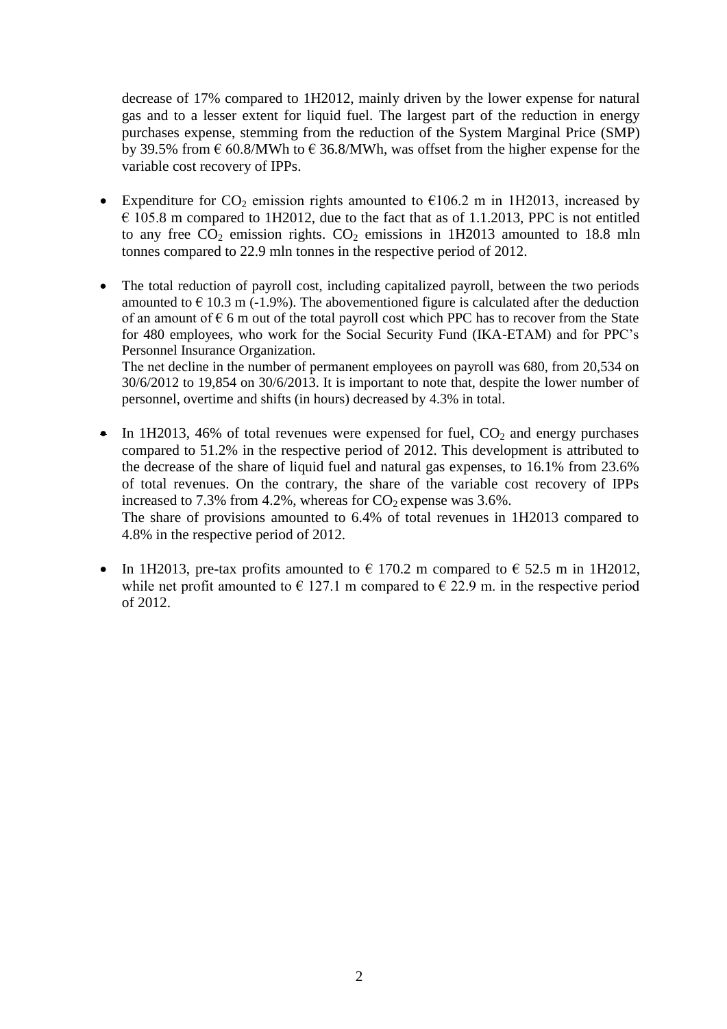decrease of 17% compared to 1H2012, mainly driven by the lower expense for natural gas and to a lesser extent for liquid fuel. The largest part of the reduction in energy purchases expense, stemming from the reduction of the System Marginal Price (SMP) by 39.5% from € 60.8/MWh to € 36.8/MWh, was offset from the higher expense for the variable cost recovery of IPPs.

- Expenditure for $CO_2$ emission rights amounted to €106.2 m in 1H2013, increased by € 105.8 m compared to 1H2012, due to the fact that as of 1.1.2013, PPC is not entitled to any free $CO_2$ emission rights. $CO_2$ emissions in 1H2013 amounted to 18.8 mln tonnes compared to 22.9 mln tonnes in the respective period of 2012.

- The total reduction of payroll cost, including capitalized payroll, between the two periods amounted to € 10.3 m (-1.9%). The abovementioned figure is calculated after the deduction of an amount of € 6 m out of the total payroll cost which PPC has to recover from the State for 480 employees, who work for the Social Security Fund (IKA-ETAM) and for PPC's Personnel Insurance Organization.
  The net decline in the number of permanent employees on payroll was 680, from 20,534 on 30/6/2012 to 19,854 on 30/6/2013. It is important to note that, despite the lower number of personnel, overtime and shifts (in hours) decreased by 4.3% in total.

- In 1H2013, 46% of total revenues were expensed for fuel, $CO_2$ and energy purchases compared to 51.2% in the respective period of 2012. This development is attributed to the decrease of the share of liquid fuel and natural gas expenses, to 16.1% from 23.6% of total revenues. On the contrary, the share of the variable cost recovery of IPPs increased to 7.3% from 4.2%, whereas for $CO_2$ expense was 3.6%.
  The share of provisions amounted to 6.4% of total revenues in 1H2013 compared to 4.8% in the respective period of 2012.

- In 1H2013, pre-tax profits amounted to € 170.2 m compared to € 52.5 m in 1H2012, while net profit amounted to € 127.1 m compared to € 22.9 m. in the respective period of 2012.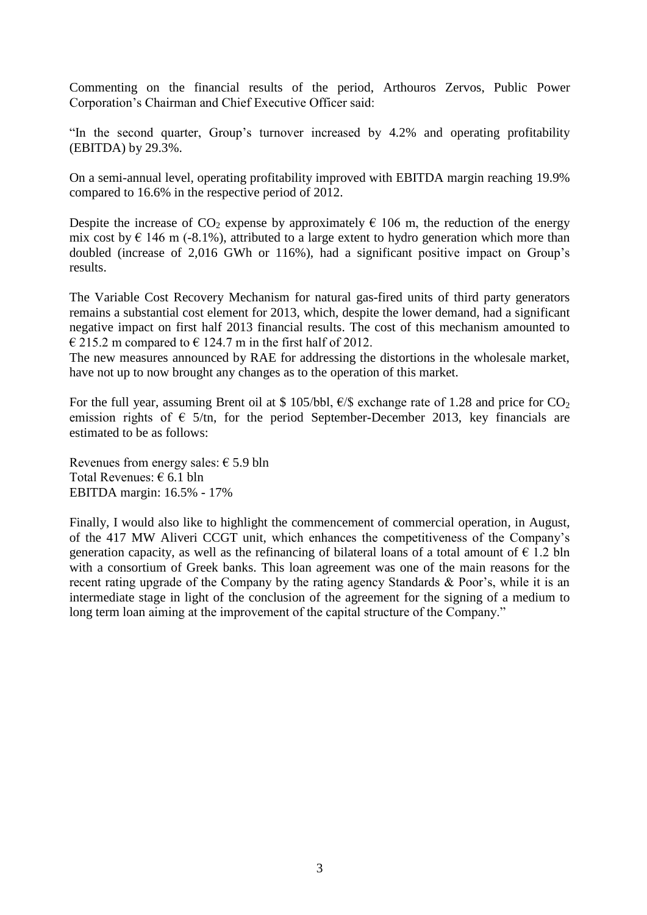Commenting on the financial results of the period, Arthouros Zervos, Public Power Corporation's Chairman and Chief Executive Officer said:

"In the second quarter, Group's turnover increased by 4.2% and operating profitability (EBITDA) by 29.3%.

On a semi-annual level, operating profitability improved with EBITDA margin reaching 19.9% compared to 16.6% in the respective period of 2012.

Despite the increase of $CO_2$ expense by approximately € 106 m, the reduction of the energy mix cost by € 146 m (-8.1%), attributed to a large extent to hydro generation which more than doubled (increase of 2,016 GWh or 116%), had a significant positive impact on Group's results.

The Variable Cost Recovery Mechanism for natural gas-fired units of third party generators remains a substantial cost element for 2013, which, despite the lower demand, had a significant negative impact on first half 2013 financial results. The cost of this mechanism amounted to € 215.2 m compared to € 124.7 m in the first half of 2012.
The new measures announced by RAE for addressing the distortions in the wholesale market, have not up to now brought any changes as to the operation of this market.

For the full year, assuming Brent oil at $ 105/bbl, €/$ exchange rate of 1.28 and price for $CO_2$ emission rights of € 5/tn, for the period September-December 2013, key financials are estimated to be as follows:

Revenues from energy sales: € 5.9 bln
Total Revenues: € 6.1 bln
EBITDA margin: 16.5% - 17%

Finally, I would also like to highlight the commencement of commercial operation, in August, of the 417 MW Aliveri CCGT unit, which enhances the competitiveness of the Company's generation capacity, as well as the refinancing of bilateral loans of a total amount of € 1.2 bln with a consortium of Greek banks. This loan agreement was one of the main reasons for the recent rating upgrade of the Company by the rating agency Standards & Poor's, while it is an intermediate stage in light of the conclusion of the agreement for the signing of a medium to long term loan aiming at the improvement of the capital structure of the Company."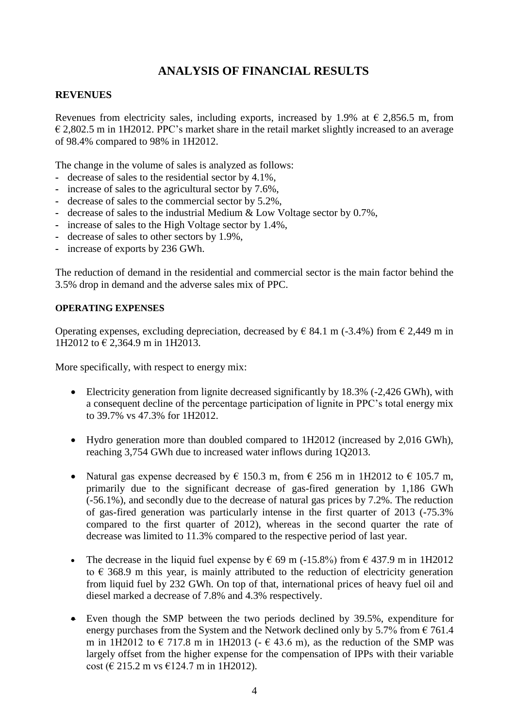# ANALYSIS OF FINANCIAL RESULTS

## REVENUES

Revenues from electricity sales, including exports, increased by 1.9% at € 2,856.5 m, from € 2,802.5 m in 1H2012. PPC's market share in the retail market slightly increased to an average of 98.4% compared to 98% in 1H2012.

The change in the volume of sales is analyzed as follows:

- decrease of sales to the residential sector by 4.1%,
- increase of sales to the agricultural sector by 7.6%,
- decrease of sales to the commercial sector by 5.2%,
- decrease of sales to the industrial Medium & Low Voltage sector by 0.7%,
- increase of sales to the High Voltage sector by 1.4%,
- decrease of sales to other sectors by 1.9%,
- increase of exports by 236 GWh.

The reduction of demand in the residential and commercial sector is the main factor behind the 3.5% drop in demand and the adverse sales mix of PPC.

### OPERATING EXPENSES

Operating expenses, excluding depreciation, decreased by € 84.1 m (-3.4%) from € 2,449 m in 1H2012 to € 2,364.9 m in 1H2013.

More specifically, with respect to energy mix:

- Electricity generation from lignite decreased significantly by 18.3% (-2,426 GWh), with a consequent decline of the percentage participation of lignite in PPC's total energy mix to 39.7% vs 47.3% for 1H2012.

- Hydro generation more than doubled compared to 1H2012 (increased by 2,016 GWh), reaching 3,754 GWh due to increased water inflows during 1Q2013.

- Natural gas expense decreased by € 150.3 m, from € 256 m in 1H2012 to € 105.7 m, primarily due to the significant decrease of gas-fired generation by 1,186 GWh (-56.1%), and secondly due to the decrease of natural gas prices by 7.2%. The reduction of gas-fired generation was particularly intense in the first quarter of 2013 (-75.3% compared to the first quarter of 2012), whereas in the second quarter the rate of decrease was limited to 11.3% compared to the respective period of last year.

- The decrease in the liquid fuel expense by € 69 m (-15.8%) from € 437.9 m in 1H2012 to € 368.9 m this year, is mainly attributed to the reduction of electricity generation from liquid fuel by 232 GWh. On top of that, international prices of heavy fuel oil and diesel marked a decrease of 7.8% and 4.3% respectively.

- Even though the SMP between the two periods declined by 39.5%, expenditure for energy purchases from the System and the Network declined only by 5.7% from € 761.4 m in 1H2012 to € 717.8 m in 1H2013 (- € 43.6 m), as the reduction of the SMP was largely offset from the higher expense for the compensation of IPPs with their variable cost (€ 215.2 m vs €124.7 m in 1H2012).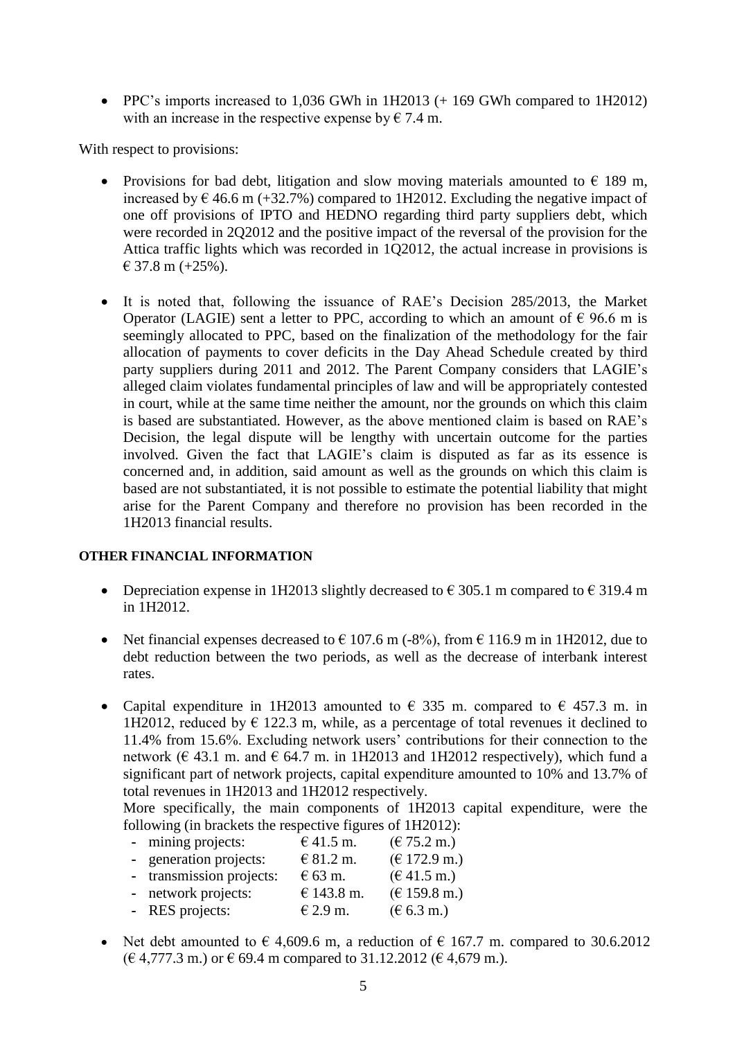- PPC's imports increased to 1,036 GWh in 1H2013 (+ 169 GWh compared to 1H2012) with an increase in the respective expense by € 7.4 m.

With respect to provisions:

- Provisions for bad debt, litigation and slow moving materials amounted to € 189 m, increased by € 46.6 m (+32.7%) compared to 1H2012. Excluding the negative impact of one off provisions of IPTO and HEDNO regarding third party suppliers debt, which were recorded in 2Q2012 and the positive impact of the reversal of the provision for the Attica traffic lights which was recorded in 1Q2012, the actual increase in provisions is € 37.8 m (+25%).

- It is noted that, following the issuance of RAE's Decision 285/2013, the Market Operator (LAGIE) sent a letter to PPC, according to which an amount of € 96.6 m is seemingly allocated to PPC, based on the finalization of the methodology for the fair allocation of payments to cover deficits in the Day Ahead Schedule created by third party suppliers during 2011 and 2012. The Parent Company considers that LAGIE's alleged claim violates fundamental principles of law and will be appropriately contested in court, while at the same time neither the amount, nor the grounds on which this claim is based are substantiated. However, as the above mentioned claim is based on RAE's Decision, the legal dispute will be lengthy with uncertain outcome for the parties involved. Given the fact that LAGIE's claim is disputed as far as its essence is concerned and, in addition, said amount as well as the grounds on which this claim is based are not substantiated, it is not possible to estimate the potential liability that might arise for the Parent Company and therefore no provision has been recorded in the 1H2013 financial results.

**OTHER FINANCIAL INFORMATION**

- Depreciation expense in 1H2013 slightly decreased to € 305.1 m compared to € 319.4 m in 1H2012.

- Net financial expenses decreased to € 107.6 m (-8%), from € 116.9 m in 1H2012, due to debt reduction between the two periods, as well as the decrease of interbank interest rates.

- Capital expenditure in 1H2013 amounted to € 335 m. compared to € 457.3 m. in 1H2012, reduced by € 122.3 m, while, as a percentage of total revenues it declined to 11.4% from 15.6%. Excluding network users' contributions for their connection to the network (€ 43.1 m. and € 64.7 m. in 1H2013 and 1H2012 respectively), which fund a significant part of network projects, capital expenditure amounted to 10% and 13.7% of total revenues in 1H2013 and 1H2012 respectively.

  More specifically, the main components of 1H2013 capital expenditure, were the following (in brackets the respective figures of 1H2012):
  - mining projects: € 41.5 m. (€ 75.2 m.)
  - generation projects: € 81.2 m. (€ 172.9 m.)
  - transmission projects: € 63 m. (€ 41.5 m.)
  - network projects: € 143.8 m. (€ 159.8 m.)
  - RES projects: € 2.9 m. (€ 6.3 m.)

- Net debt amounted to € 4,609.6 m, a reduction of € 167.7 m. compared to 30.6.2012 (€ 4,777.3 m.) or € 69.4 m compared to 31.12.2012 (€ 4,679 m.).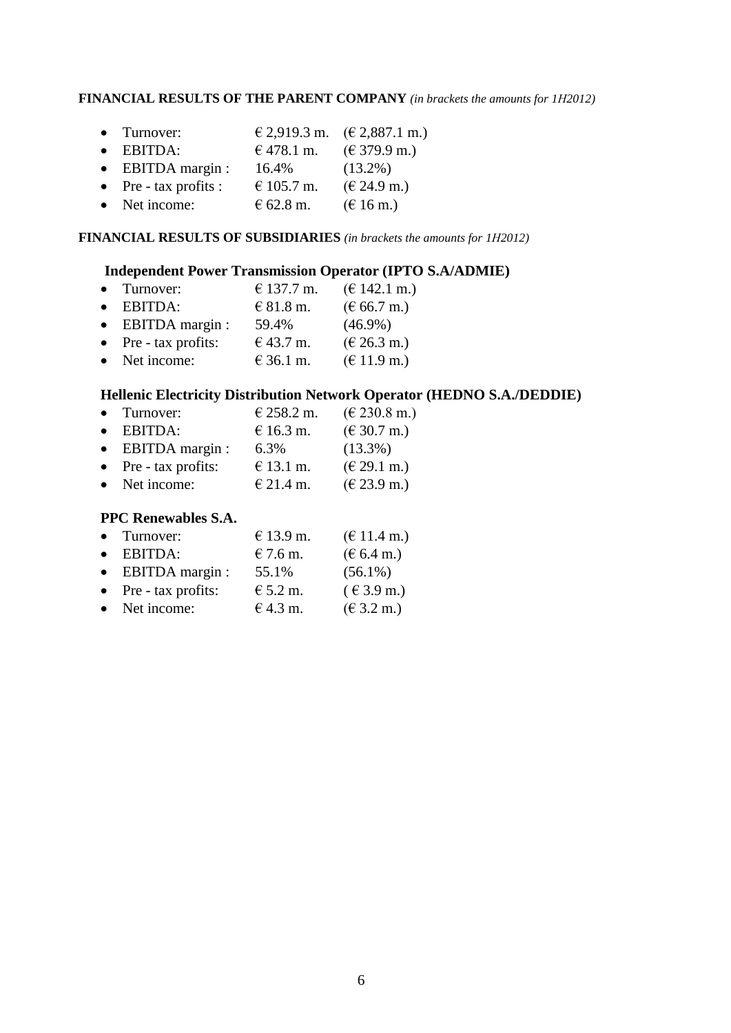**FINANCIAL RESULTS OF THE PARENT COMPANY** *(in brackets the amounts for 1H2012)*

- Turnover: € 2,919.3 m. (€ 2,887.1 m.)
- EBITDA: € 478.1 m. (€ 379.9 m.)
- EBITDA margin : 16.4% (13.2%)
- Pre - tax profits : € 105.7 m. (€ 24.9 m.)
- Net income: € 62.8 m. (€ 16 m.)

**FINANCIAL RESULTS OF SUBSIDIARIES** *(in brackets the amounts for 1H2012)*

**Independent Power Transmission Operator (IPTO S.A/ADMIE)**

- Turnover: € 137.7 m. (€ 142.1 m.)
- EBITDA: € 81.8 m. (€ 66.7 m.)
- EBITDA margin : 59.4% (46.9%)
- Pre - tax profits: € 43.7 m. (€ 26.3 m.)
- Net income: € 36.1 m. (€ 11.9 m.)

**Hellenic Electricity Distribution Network Operator (HEDNO S.A./DEDDIE)**

- Turnover: € 258.2 m. (€ 230.8 m.)
- EBITDA: € 16.3 m. (€ 30.7 m.)
- EBITDA margin : 6.3% (13.3%)
- Pre - tax profits: € 13.1 m. (€ 29.1 m.)
- Net income: € 21.4 m. (€ 23.9 m.)

**PPC Renewables S.A.**

- Turnover: € 13.9 m. (€ 11.4 m.)
- EBITDA: € 7.6 m. (€ 6.4 m.)
- EBITDA margin : 55.1% (56.1%)
- Pre - tax profits: € 5.2 m. ( € 3.9 m.)
- Net income: € 4.3 m. (€ 3.2 m.)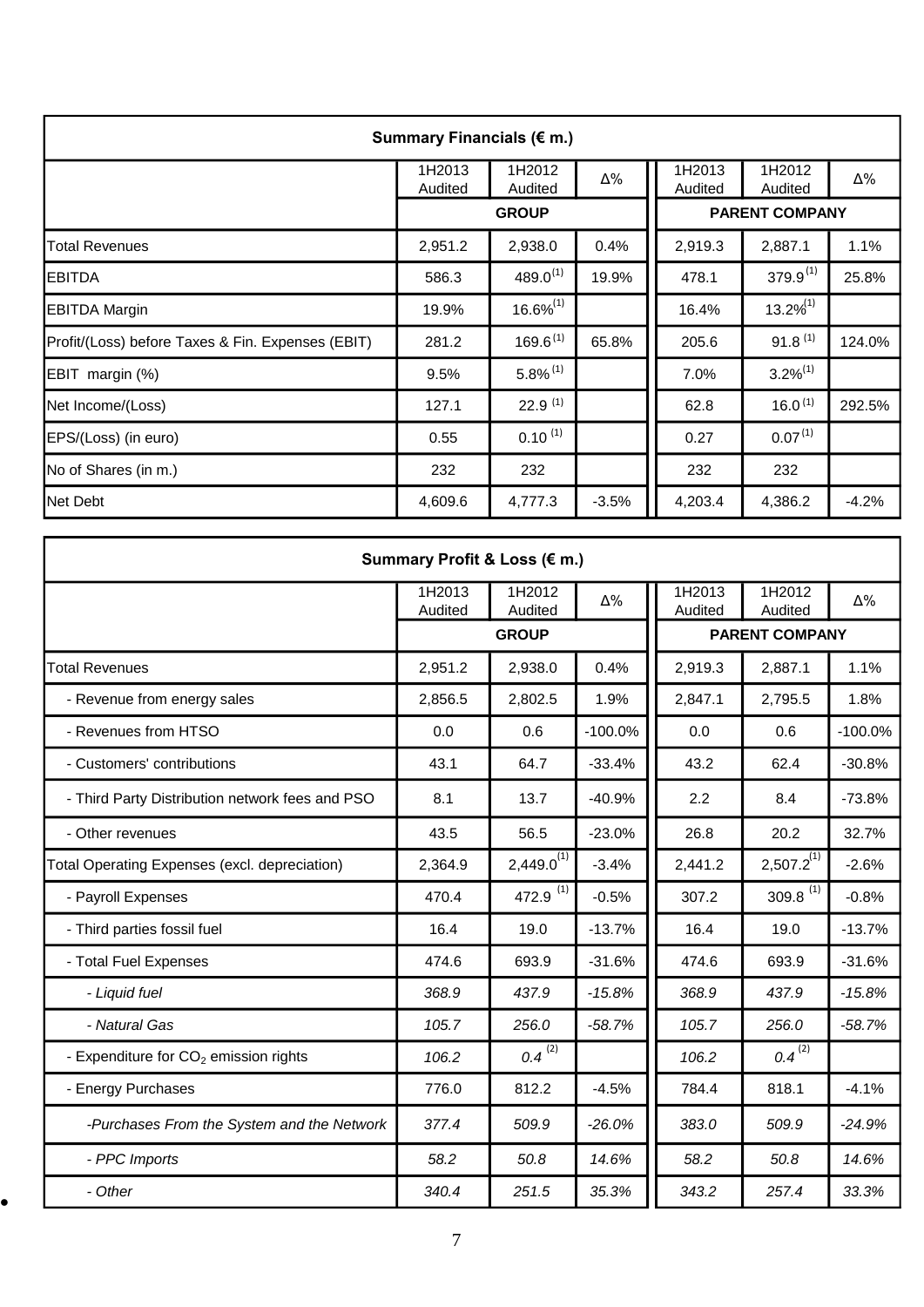| Summary Financials (€ m.) | | | | | | |
|---|---|---|---|---|---|---|
| | 1H2013 Audited | 1H2012 Audited | Δ% | 1H2013 Audited | 1H2012 Audited | Δ% |
| | GROUP | | | PARENT COMPANY | | |
| Total Revenues | 2,951.2 | 2,938.0 | 0.4% | 2,919.3 | 2,887.1 | 1.1% |
| EBITDA | 586.3 | 489.0 [1] | 19.9% | 478.1 | 379.9 [1] | 25.8% |
| EBITDA Margin | 19.9% | 16.6% [1] | | 16.4% | 13.2% [1] | |
| Profit/(Loss) before Taxes & Fin. Expenses (EBIT) | 281.2 | 169.6 [1] | 65.8% | 205.6 | 91.8 [1] | 124.0% |
| EBIT margin (%) | 9.5% | 5.8% [1] | | 7.0% | 3.2% [1] | |
| Net Income/(Loss) | 127.1 | 22.9 [1] | | 62.8 | 16.0 [1] | 292.5% |
| EPS/(Loss) (in euro) | 0.55 | 0.10 [1] | | 0.27 | 0.07 [1] | |
| No of Shares (in m.) | 232 | 232 | | 232 | 232 | |
| Net Debt | 4,609.6 | 4,777.3 | -3.5% | 4,203.4 | 4,386.2 | -4.2% |

| Summary Profit & Loss (€ m.) | | | | | | |
|---|---|---|---|---|---|---|
| | 1H2013 Audited | 1H2012 Audited | Δ% | 1H2013 Audited | 1H2012 Audited | Δ% |
| | GROUP | | | PARENT COMPANY | | |
| Total Revenues | 2,951.2 | 2,938.0 | 0.4% | 2,919.3 | 2,887.1 | 1.1% |
| - Revenue from energy sales | 2,856.5 | 2,802.5 | 1.9% | 2,847.1 | 2,795.5 | 1.8% |
| - Revenues from HTSO | 0.0 | 0.6 | -100.0% | 0.0 | 0.6 | -100.0% |
| - Customers' contributions | 43.1 | 64.7 | -33.4% | 43.2 | 62.4 | -30.8% |
| - Third Party Distribution network fees and PSO | 8.1 | 13.7 | -40.9% | 2.2 | 8.4 | -73.8% |
| - Other revenues | 43.5 | 56.5 | -23.0% | 26.8 | 20.2 | 32.7% |
| Total Operating Expenses (excl. depreciation) | 2,364.9 | 2,449.0 [1] | -3.4% | 2,441.2 | 2,507.2 [1] | -2.6% |
| - Payroll Expenses | 470.4 | 472.9 [1] | -0.5% | 307.2 | 309.8 [1] | -0.8% |
| - Third parties fossil fuel | 16.4 | 19.0 | -13.7% | 16.4 | 19.0 | -13.7% |
| - Total Fuel Expenses | 474.6 | 693.9 | -31.6% | 474.6 | 693.9 | -31.6% |
| *- Liquid fuel* | *368.9* | *437.9* | *-15.8%* | *368.9* | *437.9* | *-15.8%* |
| *- Natural Gas* | *105.7* | *256.0* | *-58.7%* | *105.7* | *256.0* | *-58.7%* |
| - Expenditure for $CO_2$ emission rights | *106.2* | *0.4* [2] | | *106.2* | *0.4* [2] | |
| - Energy Purchases | 776.0 | 812.2 | -4.5% | 784.4 | 818.1 | -4.1% |
| *-Purchases From the System and the Network* | *377.4* | *509.9* | *-26.0%* | *383.0* | *509.9* | *-24.9%* |
| *- PPC Imports* | *58.2* | *50.8* | *14.6%* | *58.2* | *50.8* | *14.6%* |
| *- Other* | *340.4* | *251.5* | *35.3%* | *343.2* | *257.4* | *33.3%* |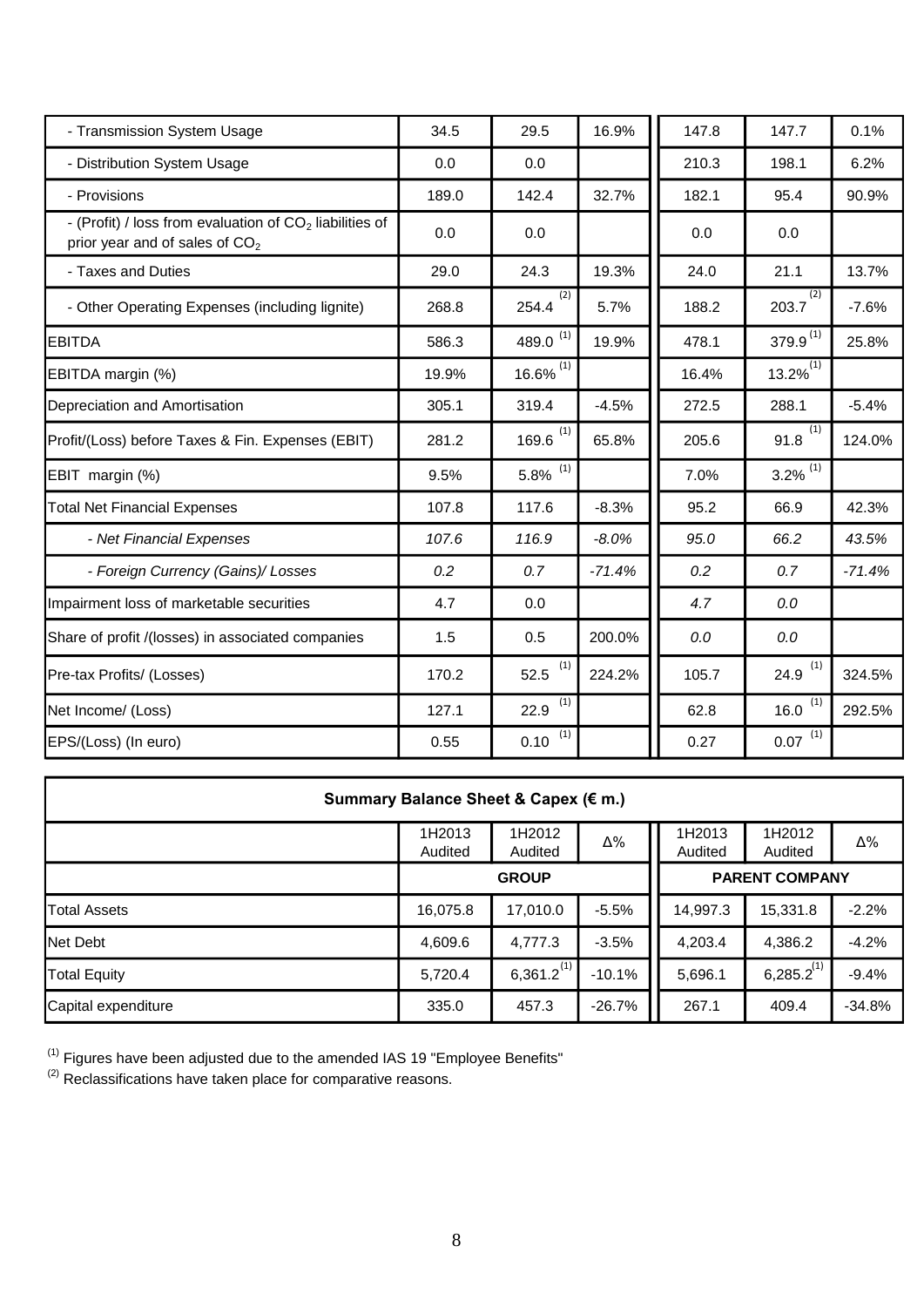| | | | | | | |
|---|---|---|---|---|---|---|
| - Transmission System Usage | 34.5 | 29.5 | 16.9% | 147.8 | 147.7 | 0.1% |
| - Distribution System Usage | 0.0 | 0.0 | | 210.3 | 198.1 | 6.2% |
| - Provisions | 189.0 | 142.4 | 32.7% | 182.1 | 95.4 | 90.9% |
| - (Profit) / loss from evaluation of $CO_2$ liabilities of prior year and of sales of $CO_2$ | 0.0 | 0.0 | | 0.0 | 0.0 | |
| - Taxes and Duties | 29.0 | 24.3 | 19.3% | 24.0 | 21.1 | 13.7% |
| - Other Operating Expenses (including lignite) | 268.8 | 254.4 [2] | 5.7% | 188.2 | 203.7 [2] | -7.6% |
| EBITDA | 586.3 | 489.0 [1] | 19.9% | 478.1 | 379.9 [1] | 25.8% |
| EBITDA margin (%) | 19.9% | 16.6% [1] | | 16.4% | 13.2% [1] | |
| Depreciation and Amortisation | 305.1 | 319.4 | -4.5% | 272.5 | 288.1 | -5.4% |
| Profit/(Loss) before Taxes & Fin. Expenses (EBIT) | 281.2 | 169.6 [1] | 65.8% | 205.6 | 91.8 [1] | 124.0% |
| EBIT margin (%) | 9.5% | 5.8% [1] | | 7.0% | 3.2% [1] | |
| Total Net Financial Expenses | 107.8 | 117.6 | -8.3% | 95.2 | 66.9 | 42.3% |
| *- Net Financial Expenses* | *107.6* | *116.9* | *-8.0%* | *95.0* | *66.2* | *43.5%* |
| *- Foreign Currency (Gains)/ Losses* | *0.2* | *0.7* | *-71.4%* | *0.2* | *0.7* | *-71.4%* |
| Impairment loss of marketable securities | 4.7 | 0.0 | | *4.7* | *0.0* | |
| Share of profit /(losses) in associated companies | 1.5 | 0.5 | 200.0% | *0.0* | *0.0* | |
| Pre-tax Profits/ (Losses) | 170.2 | 52.5 [1] | 224.2% | 105.7 | 24.9 [1] | 324.5% |
| Net Income/ (Loss) | 127.1 | 22.9 [1] | | 62.8 | 16.0 [1] | 292.5% |
| EPS/(Loss) (In euro) | 0.55 | 0.10 [1] | | 0.27 | 0.07 [1] | |

| **Summary Balance Sheet & Capex (€ m.)** | | | | | | |
|---|---|---|---|---|---|---|
| | 1H2013 Audited | 1H2012 Audited | Δ% | 1H2013 Audited | 1H2012 Audited | Δ% |
| | **GROUP** | | | **PARENT COMPANY** | | |
| Total Assets | 16,075.8 | 17,010.0 | -5.5% | 14,997.3 | 15,331.8 | -2.2% |
| Net Debt | 4,609.6 | 4,777.3 | -3.5% | 4,203.4 | 4,386.2 | -4.2% |
| Total Equity | 5,720.4 | 6,361.2 [1] | -10.1% | 5,696.1 | 6,285.2 [1] | -9.4% |
| Capital expenditure | 335.0 | 457.3 | -26.7% | 267.1 | 409.4 | -34.8% |

[1] Figures have been adjusted due to the amended IAS 19 "Employee Benefits"

[2] Reclassifications have taken place for comparative reasons.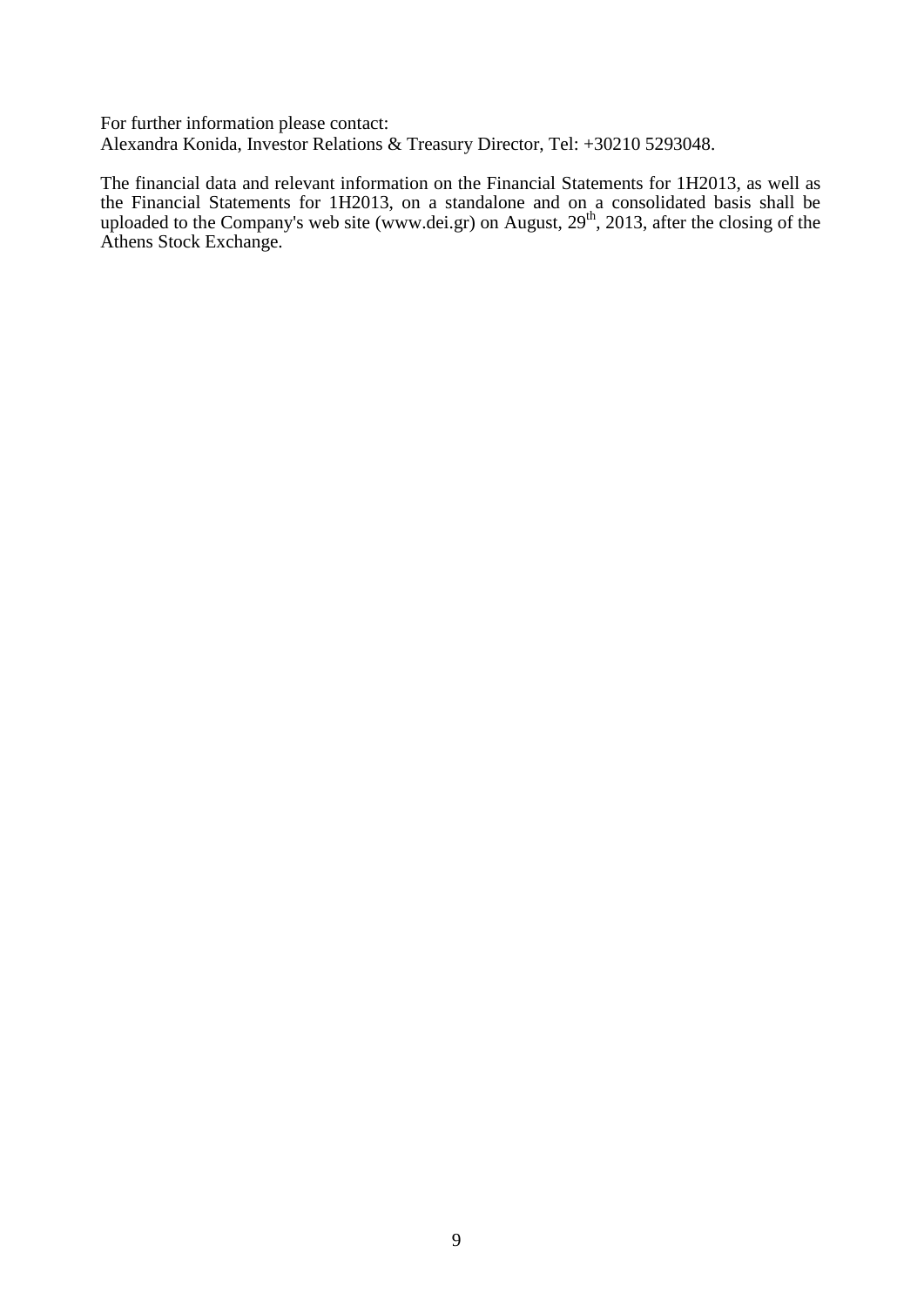For further information please contact:
Alexandra Konida, Investor Relations & Treasury Director, Tel: +30210 5293048.

The financial data and relevant information on the Financial Statements for 1H2013, as well as the Financial Statements for 1H2013, on a standalone and on a consolidated basis shall be uploaded to the Company's web site (www.dei.gr) on August, 29th, 2013, after the closing of the Athens Stock Exchange.